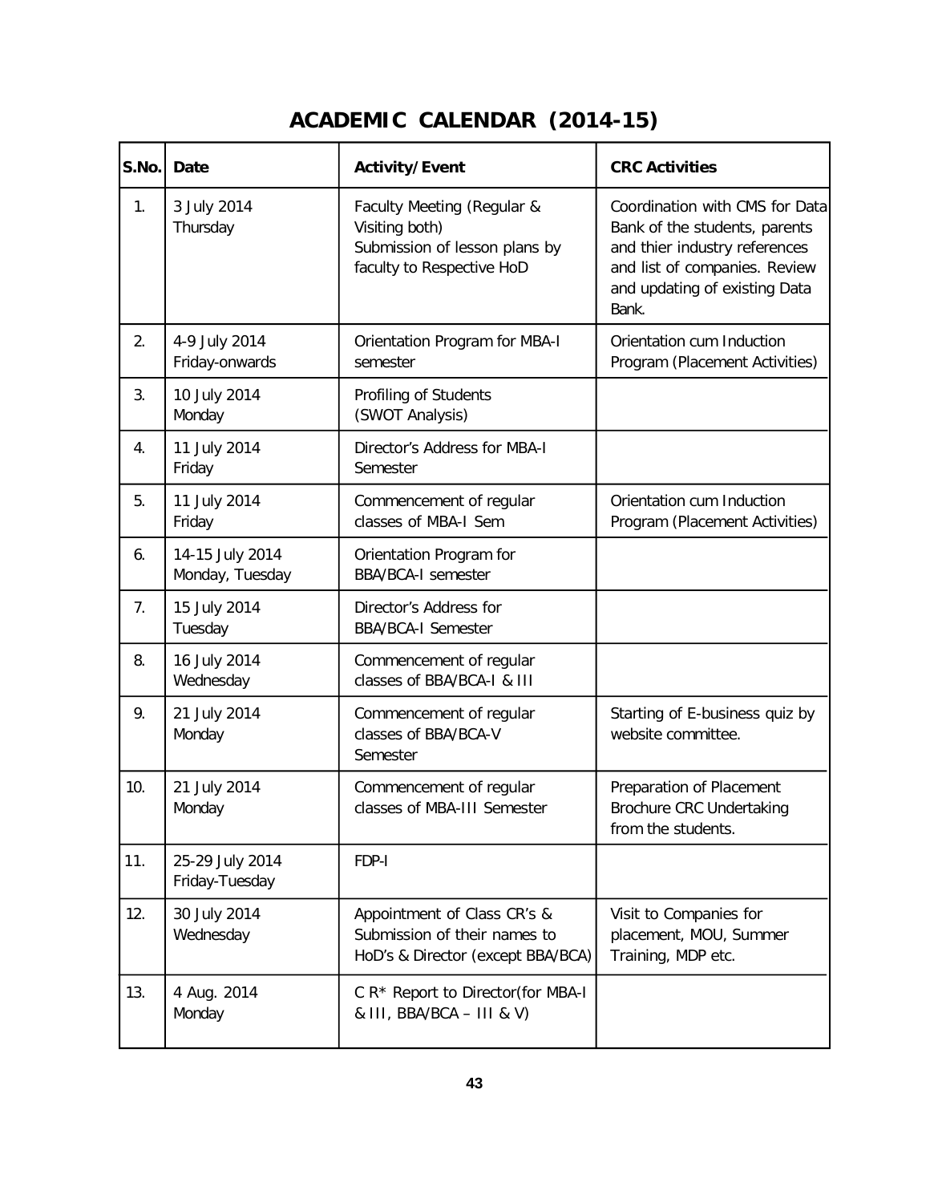# ACADEMIC CALENDAR (2014-15)

| S.No. | Date | Activity/Event | CRC Activities |
|---|---|---|---|
| 1. | 3 July 2014 Thursday | Faculty Meeting (Regular & Visiting both) Submission of lesson plans by faculty to Respective HoD | Coordination with CMS for Data Bank of the students, parents and thier industry references and list of companies. Review and updating of existing Data Bank. |
| 2. | 4-9 July 2014 Friday-onwards | Orientation Program for MBA-I semester | Orientation cum Induction Program (Placement Activities) |
| 3. | 10 July 2014 Monday | Profiling of Students (SWOT Analysis) | |
| 4. | 11 July 2014 Friday | Director's Address for MBA-I Semester | |
| 5. | 11 July 2014 Friday | Commencement of regular classes of MBA-I Sem | Orientation cum Induction Program (Placement Activities) |
| 6. | 14-15 July 2014 Monday, Tuesday | Orientation Program for BBA/BCA-I semester | |
| 7. | 15 July 2014 Tuesday | Director's Address for BBA/BCA-I Semester | |
| 8. | 16 July 2014 Wednesday | Commencement of regular classes of BBA/BCA-I & III | |
| 9. | 21 July 2014 Monday | Commencement of regular classes of BBA/BCA-V Semester | Starting of E-business quiz by website committee. |
| 10. | 21 July 2014 Monday | Commencement of regular classes of MBA-III Semester | Preparation of Placement Brochure CRC Undertaking from the students. |
| 11. | 25-29 July 2014 Friday-Tuesday | FDP-I | |
| 12. | 30 July 2014 Wednesday | Appointment of Class CR's & Submission of their names to HoD's & Director (except BBA/BCA) | Visit to Companies for placement, MOU, Summer Training, MDP etc. |
| 13. | 4 Aug. 2014 Monday | C R* Report to Director(for MBA-I & III, BBA/BCA – III & V) | |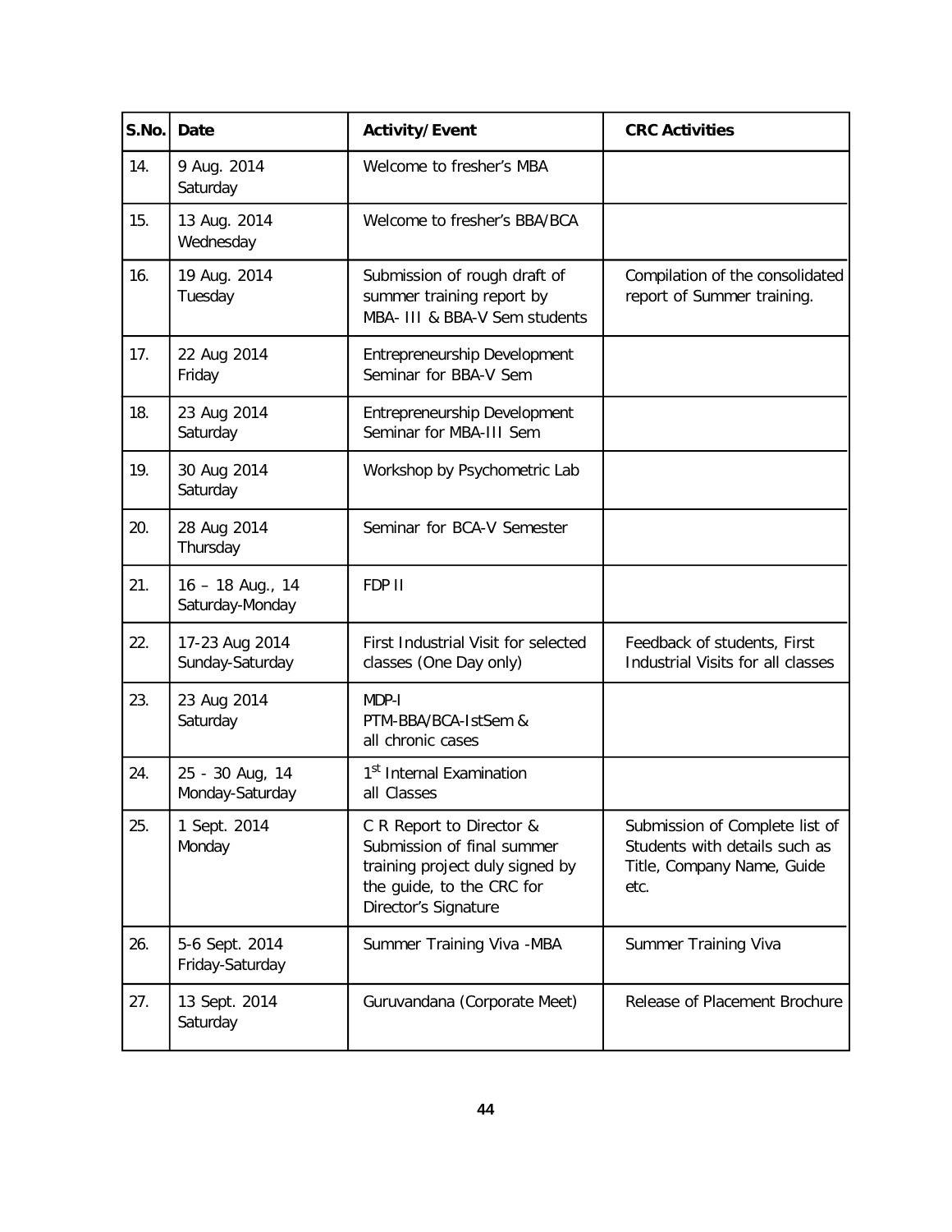| S.No. | Date | Activity/Event | CRC Activities |
|---|---|---|---|
| 14. | 9 Aug. 2014<br>Saturday | Welcome to fresher's MBA | |
| 15. | 13 Aug. 2014<br>Wednesday | Welcome to fresher's BBA/BCA | |
| 16. | 19 Aug. 2014<br>Tuesday | Submission of rough draft of summer training report by MBA- III & BBA-V Sem students | Compilation of the consolidated report of Summer training. |
| 17. | 22 Aug 2014<br>Friday | Entrepreneurship Development Seminar for BBA-V Sem | |
| 18. | 23 Aug 2014<br>Saturday | Entrepreneurship Development Seminar for MBA-III Sem | |
| 19. | 30 Aug 2014<br>Saturday | Workshop by Psychometric Lab | |
| 20. | 28 Aug 2014<br>Thursday | Seminar for BCA-V Semester | |
| 21. | 16 – 18 Aug., 14<br>Saturday-Monday | FDP II | |
| 22. | 17-23 Aug 2014<br>Sunday-Saturday | First Industrial Visit for selected classes (One Day only) | Feedback of students, First Industrial Visits for all classes |
| 23. | 23 Aug 2014<br>Saturday | MDP-I<br>PTM-BBA/BCA-IstSem &<br>all chronic cases | |
| 24. | 25 - 30 Aug, 14<br>Monday-Saturday | 1st Internal Examination<br>all Classes | |
| 25. | 1 Sept. 2014<br>Monday | C R Report to Director & Submission of final summer training project duly signed by the guide, to the CRC for Director's Signature | Submission of Complete list of Students with details such as Title, Company Name, Guide etc. |
| 26. | 5-6 Sept. 2014<br>Friday-Saturday | Summer Training Viva -MBA | Summer Training Viva |
| 27. | 13 Sept. 2014<br>Saturday | Guruvandana (Corporate Meet) | Release of Placement Brochure |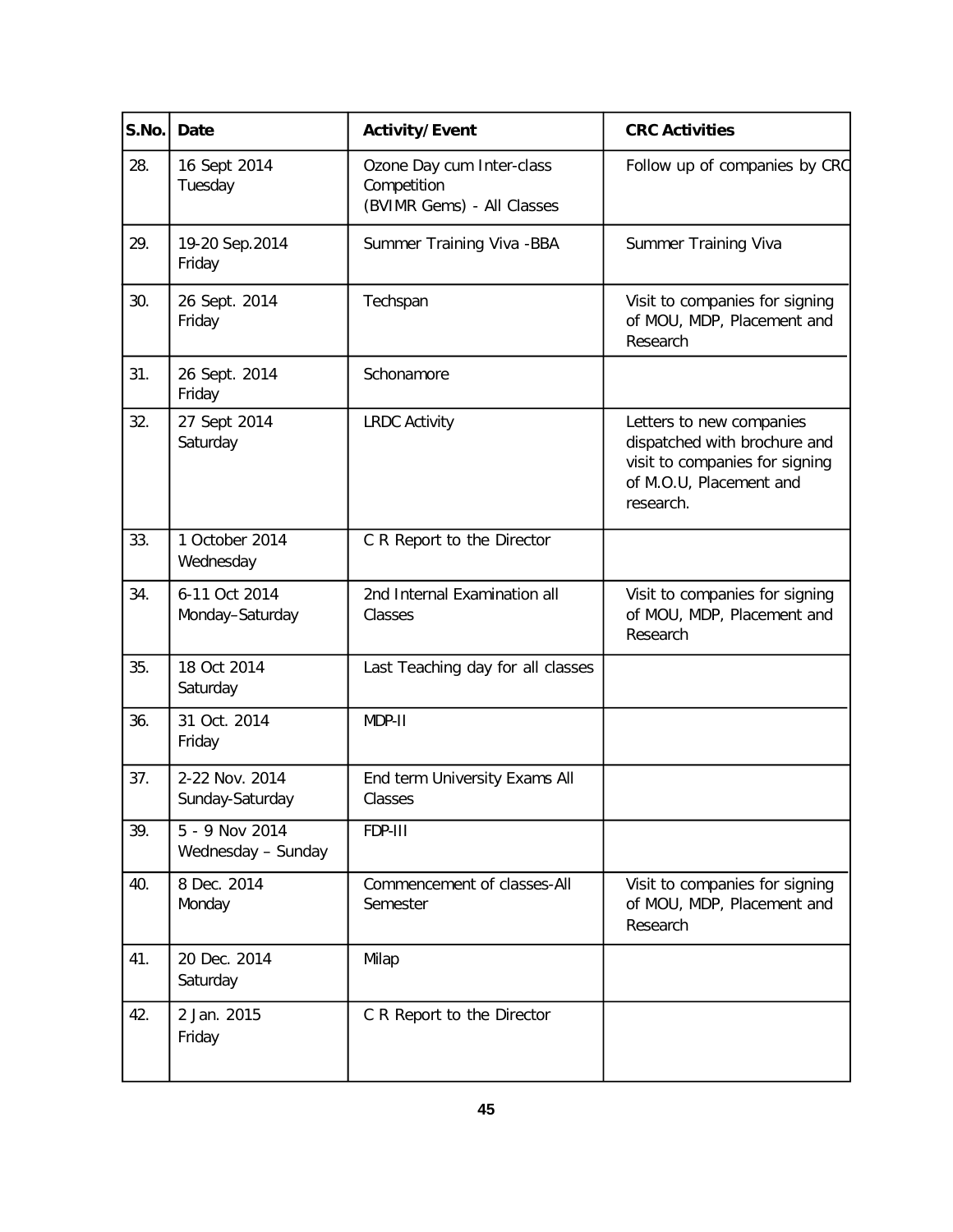| S.No. | Date | Activity/Event | CRC Activities |
|---|---|---|---|
| 28. | 16 Sept 2014<br>Tuesday | Ozone Day cum Inter-class Competition<br>(BVIMR Gems) - All Classes | Follow up of companies by CRC |
| 29. | 19-20 Sep.2014<br>Friday | Summer Training Viva -BBA | Summer Training Viva |
| 30. | 26 Sept. 2014<br>Friday | Techspan | Visit to companies for signing of MOU, MDP, Placement and Research |
| 31. | 26 Sept. 2014<br>Friday | Schonamore | |
| 32. | 27 Sept 2014<br>Saturday | LRDC Activity | Letters to new companies dispatched with brochure and visit to companies for signing of M.O.U, Placement and research. |
| 33. | 1 October 2014<br>Wednesday | C R Report to the Director | |
| 34. | 6-11 Oct 2014<br>Monday–Saturday | 2nd Internal Examination all Classes | Visit to companies for signing of MOU, MDP, Placement and Research |
| 35. | 18 Oct 2014<br>Saturday | Last Teaching day for all classes | |
| 36. | 31 Oct. 2014<br>Friday | MDP-II | |
| 37. | 2-22 Nov. 2014<br>Sunday-Saturday | End term University Exams All Classes | |
| 39. | 5 - 9 Nov 2014<br>Wednesday – Sunday | FDP-III | |
| 40. | 8 Dec. 2014<br>Monday | Commencement of classes-All Semester | Visit to companies for signing of MOU, MDP, Placement and Research |
| 41. | 20 Dec. 2014<br>Saturday | Milap | |
| 42. | 2 Jan. 2015<br>Friday | C R Report to the Director | |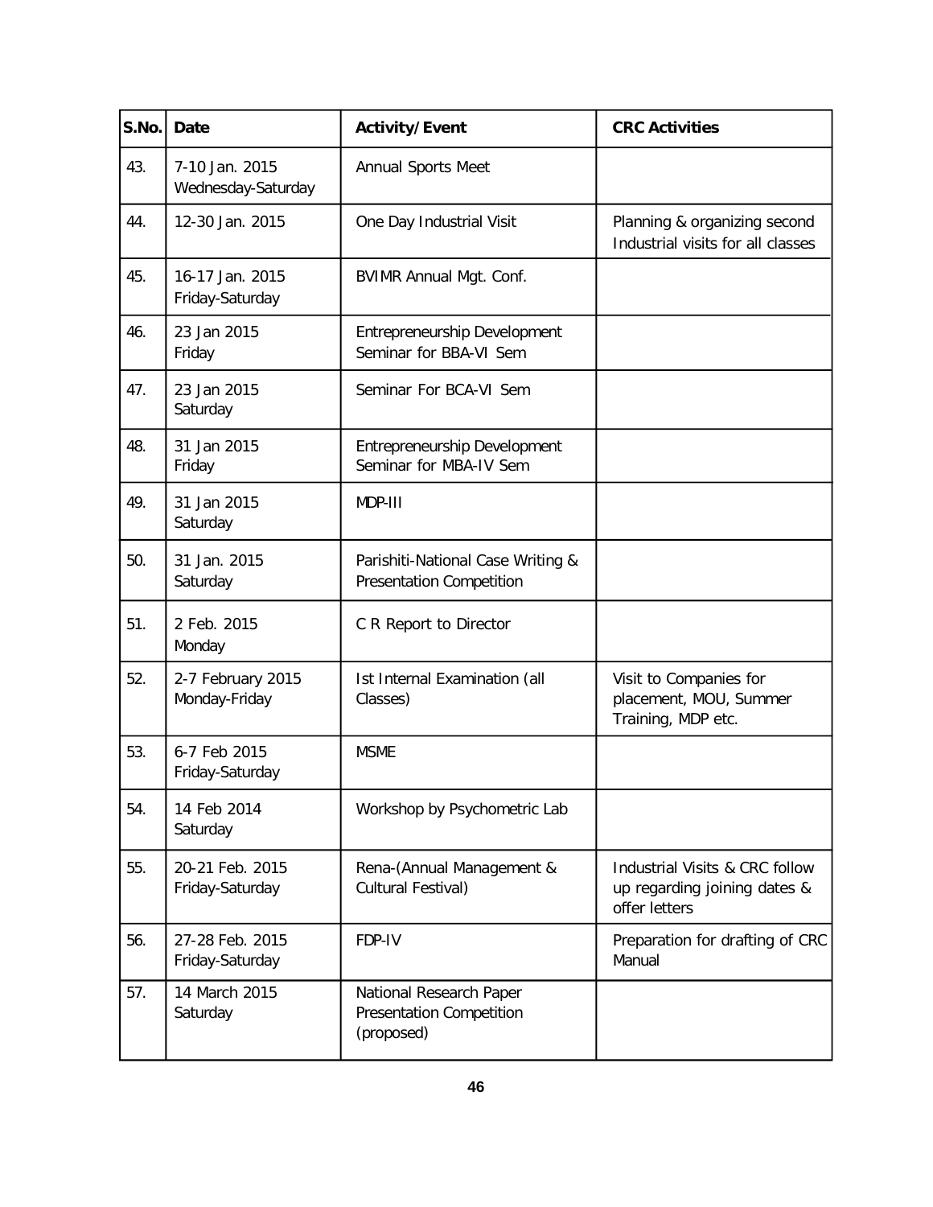| S.No. | Date | Activity/Event | CRC Activities |
| --- | --- | --- | --- |
| 43. | 7-10 Jan. 2015 Wednesday-Saturday | Annual Sports Meet | |
| 44. | 12-30 Jan. 2015 | One Day Industrial Visit | Planning & organizing second Industrial visits for all classes |
| 45. | 16-17 Jan. 2015 Friday-Saturday | BVIMR Annual Mgt. Conf. | |
| 46. | 23 Jan 2015 Friday | Entrepreneurship Development Seminar for BBA-VI Sem | |
| 47. | 23 Jan 2015 Saturday | Seminar For BCA-VI Sem | |
| 48. | 31 Jan 2015 Friday | Entrepreneurship Development Seminar for MBA-IV Sem | |
| 49. | 31 Jan 2015 Saturday | MDP-III | |
| 50. | 31 Jan. 2015 Saturday | Parishiti-National Case Writing & Presentation Competition | |
| 51. | 2 Feb. 2015 Monday | C R Report to Director | |
| 52. | 2-7 February 2015 Monday-Friday | Ist Internal Examination (all Classes) | Visit to Companies for placement, MOU, Summer Training, MDP etc. |
| 53. | 6-7 Feb 2015 Friday-Saturday | MSME | |
| 54. | 14 Feb 2014 Saturday | Workshop by Psychometric Lab | |
| 55. | 20-21 Feb. 2015 Friday-Saturday | Rena-(Annual Management & Cultural Festival) | Industrial Visits & CRC follow up regarding joining dates & offer letters |
| 56. | 27-28 Feb. 2015 Friday-Saturday | FDP-IV | Preparation for drafting of CRC Manual |
| 57. | 14 March 2015 Saturday | National Research Paper Presentation Competition (proposed) | |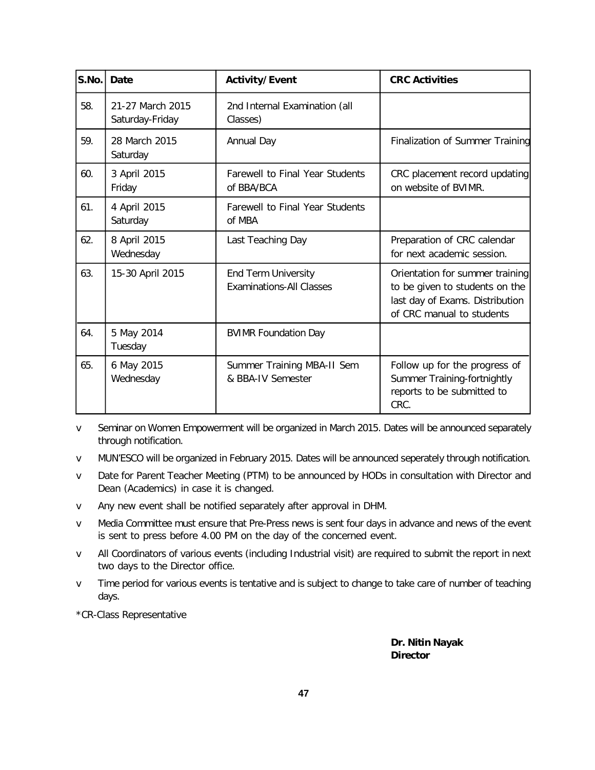| S.No. | Date | Activity/Event | CRC Activities |
|---|---|---|---|
| 58. | 21-27 March 2015 Saturday-Friday | 2nd Internal Examination (all Classes) | |
| 59. | 28 March 2015 Saturday | Annual Day | Finalization of Summer Training |
| 60. | 3 April 2015 Friday | Farewell to Final Year Students of BBA/BCA | CRC placement record updating on website of BVIMR. |
| 61. | 4 April 2015 Saturday | Farewell to Final Year Students of MBA | |
| 62. | 8 April 2015 Wednesday | Last Teaching Day | Preparation of CRC calendar for next academic session. |
| 63. | 15-30 April 2015 | End Term University Examinations-All Classes | Orientation for summer training to be given to students on the last day of Exams. Distribution of CRC manual to students |
| 64. | 5 May 2014 Tuesday | BVIMR Foundation Day | |
| 65. | 6 May 2015 Wednesday | Summer Training MBA-II Sem & BBA-IV Semester | Follow up for the progress of Summer Training-fortnightly reports to be submitted to CRC. |

- Seminar on Women Empowerment will be organized in March 2015. Dates will be announced separately through notification.
- MUN'ESCO will be organized in February 2015. Dates will be announced seperately through notification.
- Date for Parent Teacher Meeting (PTM) to be announced by HODs in consultation with Director and Dean (Academics) in case it is changed.
- Any new event shall be notified separately after approval in DHM.
- Media Committee must ensure that Pre-Press news is sent four days in advance and news of the event is sent to press before 4.00 PM on the day of the concerned event.
- All Coordinators of various events (including Industrial visit) are required to submit the report in next two days to the Director office.
- Time period for various events is tentative and is subject to change to take care of number of teaching days.

*CR-Class Representative

**Dr. Nitin Nayak**
**Director**